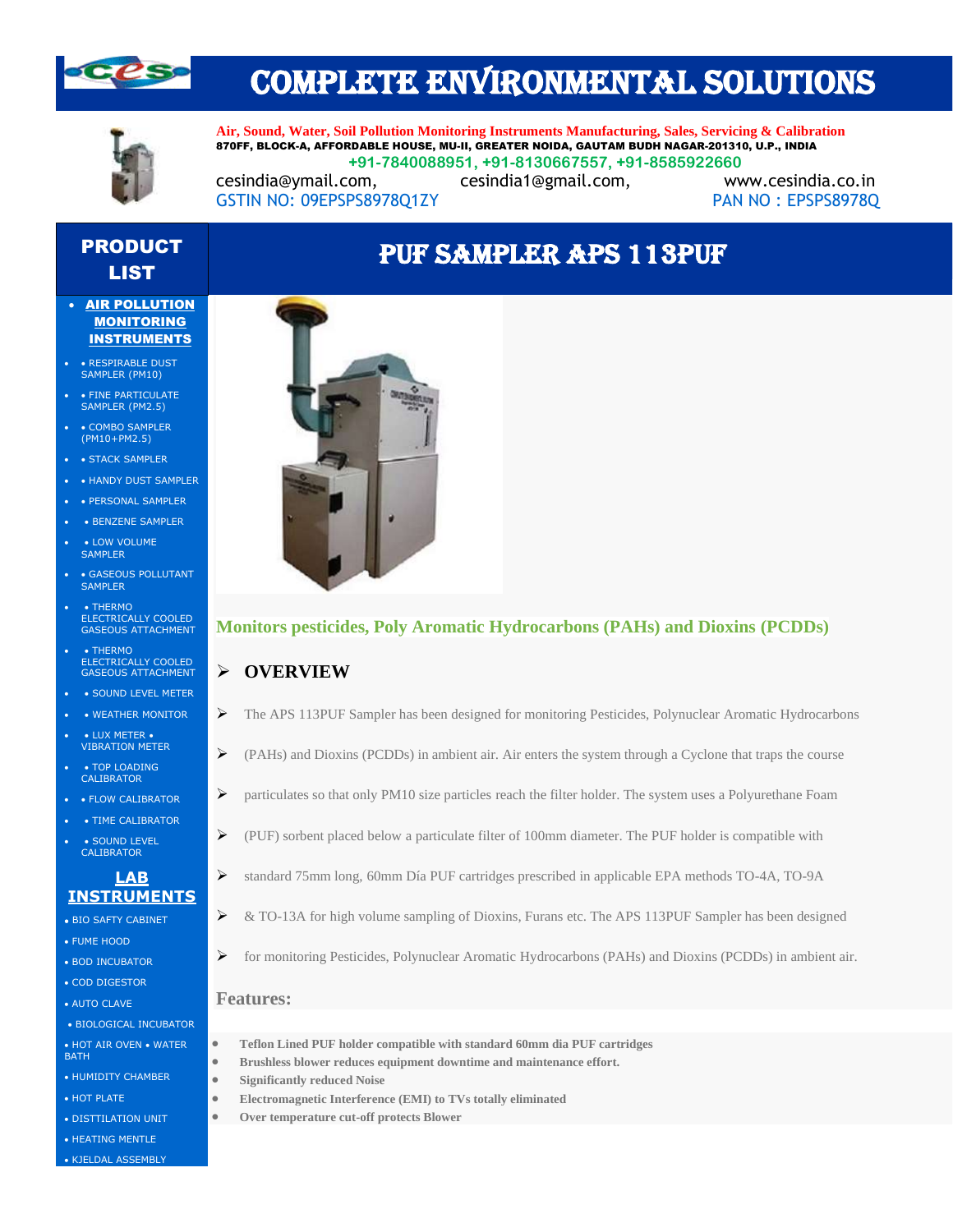# COMPLETE ENVIRONMENTAL SOLUTIONS

**Air, Sound, Water, Soil Pollution Monitoring Instruments Manufacturing, Sales, Servicing & Calibration**

**870FF, BLOCK-A, AFFORDABLE HOUSE, MU-II, GREATER NOIDA, GAUTAM BUDH NAGAR-201310, U.P., INDIA**

**+91-7840088951, +91-8130667557, +91-8585922660**

cesindia@ymail.com, cesindia1@gmail.com, www.cesindia.co.in

GSTIN NO: 09EPSPS8978Q1ZY PAN NO : EPSPS8978Q

## PRODUCT LIST

- **AIR POLLUTION MONITORING INSTRUMENTS**
- • RESPIRABLE DUST SAMPLER (PM10)
- • FINE PARTICULATE SAMPLER (PM2.5)
- • COMBO SAMPLER (PM10+PM2.5)
- • STACK SAMPLER
- • HANDY DUST SAMPLER
- • PERSONAL SAMPLER
- • BENZENE SAMPLER
- • LOW VOLUME SAMPLER
- • GASEOUS POLLUTANT SAMPLER
- • THERMO ELECTRICALLY COOLED GASEOUS ATTACHMENT
- • THERMO ELECTRICALLY COOLED GASEOUS ATTACHMENT
- • SOUND LEVEL METER
- • WEATHER MONITOR
- • LUX METER • VIBRATION METER
- • TOP LOADING CALIBRATOR
- • FLOW CALIBRATOR
- • TIME CALIBRATOR
- • SOUND LEVEL CALIBRATOR

**LAB INSTRUMENTS**

- • BIO SAFTY CABINET
- • FUME HOOD
- • BOD INCUBATOR
- • COD DIGESTOR
- • AUTO CLAVE
- • BIOLOGICAL INCUBATOR
- • HOT AIR OVEN • WATER BATH
- • HUMIDITY CHAMBER
- • HOT PLATE
- • DISTTILATION UNIT
- • HEATING MENTLE
- • KJELDAL ASSEMBLY

# PUF SAMPLER APS 113PUF

**Monitors pesticides, Poly Aromatic Hydrocarbons (PAHs) and Dioxins (PCDDs)**

## OVERVIEW

- The APS 113PUF Sampler has been designed for monitoring Pesticides, Polynuclear Aromatic Hydrocarbons
- (PAHs) and Dioxins (PCDDs) in ambient air. Air enters the system through a Cyclone that traps the course
- particulates so that only PM10 size particles reach the filter holder. The system uses a Polyurethane Foam
- (PUF) sorbent placed below a particulate filter of 100mm diameter. The PUF holder is compatible with
- standard 75mm long, 60mm Día PUF cartridges prescribed in applicable EPA methods TO-4A, TO-9A
- & TO-13A for high volume sampling of Dioxins, Furans etc. The APS 113PUF Sampler has been designed
- for monitoring Pesticides, Polynuclear Aromatic Hydrocarbons (PAHs) and Dioxins (PCDDs) in ambient air.

## Features:

- **Teflon Lined PUF holder compatible with standard 60mm dia PUF cartridges**
- **Brushless blower reduces equipment downtime and maintenance effort.**
- **Significantly reduced Noise**
- **Electromagnetic Interference (EMI) to TVs totally eliminated**
- **Over temperature cut-off protects Blower**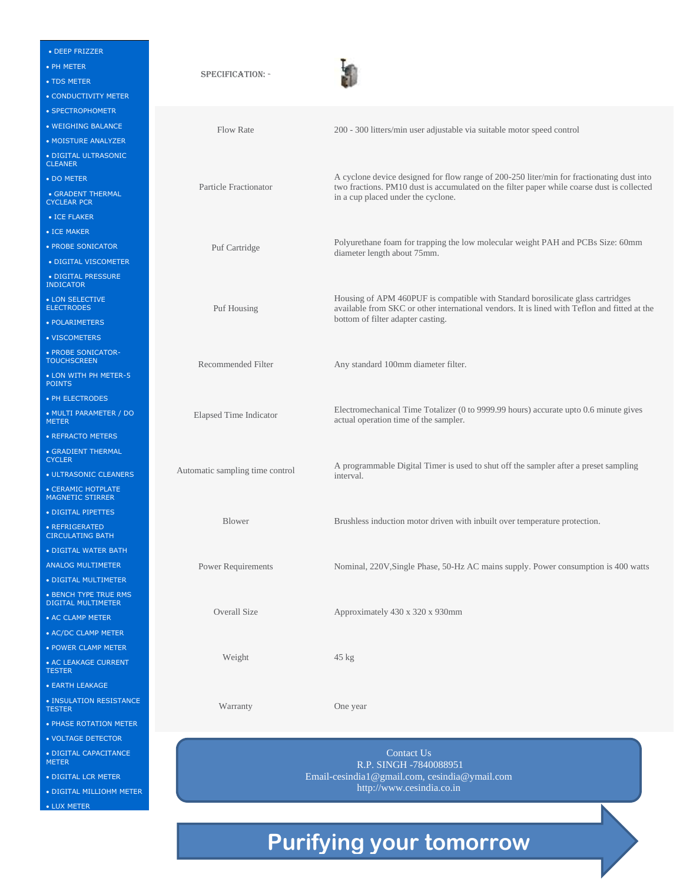- DEEP FRIZZER
- PH METER
- TDS METER
- CONDUCTIVITY METER
- SPECTROPHOMETR
- WEIGHING BALANCE
- MOISTURE ANALYZER
- DIGITAL ULTRASONIC CLEANER
- DO METER
- GRADENT THERMAL CYCLEAR PCR
- ICE FLAKER
- ICE MAKER
- PROBE SONICATOR
- DIGITAL VISCOMETER
- DIGITAL PRESSURE INDICATOR
- LON SELECTIVE ELECTRODES
- POLARIMETERS
- VISCOMETERS
- PROBE SONICATOR-TOUCHSCREEN
- LON WITH PH METER-5 POINTS
- PH ELECTRODES
- MULTI PARAMETER / DO METER
- REFRACTO METERS
- GRADIENT THERMAL CYCLER
- ULTRASONIC CLEANERS
- CERAMIC HOTPLATE MAGNETIC STIRRER
- DIGITAL PIPETTES
- REFRIGERATED CIRCULATING BATH
- DIGITAL WATER BATH

ANALOG MULTIMETER
- DIGITAL MULTIMETER
- BENCH TYPE TRUE RMS DIGITAL MULTIMETER
- AC CLAMP METER
- AC/DC CLAMP METER
- POWER CLAMP METER
- AC LEAKAGE CURRENT TESTER
- EARTH LEAKAGE
- INSULATION RESISTANCE TESTER
- PHASE ROTATION METER
- VOLTAGE DETECTOR
- DIGITAL CAPACITANCE METER
- DIGITAL LCR METER
- DIGITAL MILLIOHM METER
- LUX METER

**SPECIFICATION: -**

| | |
|---|---|
| Flow Rate | 200 - 300 litters/min user adjustable via suitable motor speed control |
| Particle Fractionator | A cyclone device designed for flow range of 200-250 liter/min for fractionating dust into two fractions. PM10 dust is accumulated on the filter paper while coarse dust is collected in a cup placed under the cyclone. |
| Puf Cartridge | Polyurethane foam for trapping the low molecular weight PAH and PCBs Size: 60mm diameter length about 75mm. |
| Puf Housing | Housing of APM 460PUF is compatible with Standard borosilicate glass cartridges available from SKC or other international vendors. It is lined with Teflon and fitted at the bottom of filter adapter casting. |
| Recommended Filter | Any standard 100mm diameter filter. |
| Elapsed Time Indicator | Electromechanical Time Totalizer (0 to 9999.99 hours) accurate upto 0.6 minute gives actual operation time of the sampler. |
| Automatic sampling time control | A programmable Digital Timer is used to shut off the sampler after a preset sampling interval. |
| Blower | Brushless induction motor driven with inbuilt over temperature protection. |
| Power Requirements | Nominal, 220V,Single Phase, 50-Hz AC mains supply. Power consumption is 400 watts |
| Overall Size | Approximately 430 x 320 x 930mm |
| Weight | 45 kg |
| Warranty | One year |

Contact Us
R.P. SINGH -7840088951
Email-cesindia1@gmail.com, cesindia@ymail.com
http://www.cesindia.co.in

**Purifying your tomorrow**